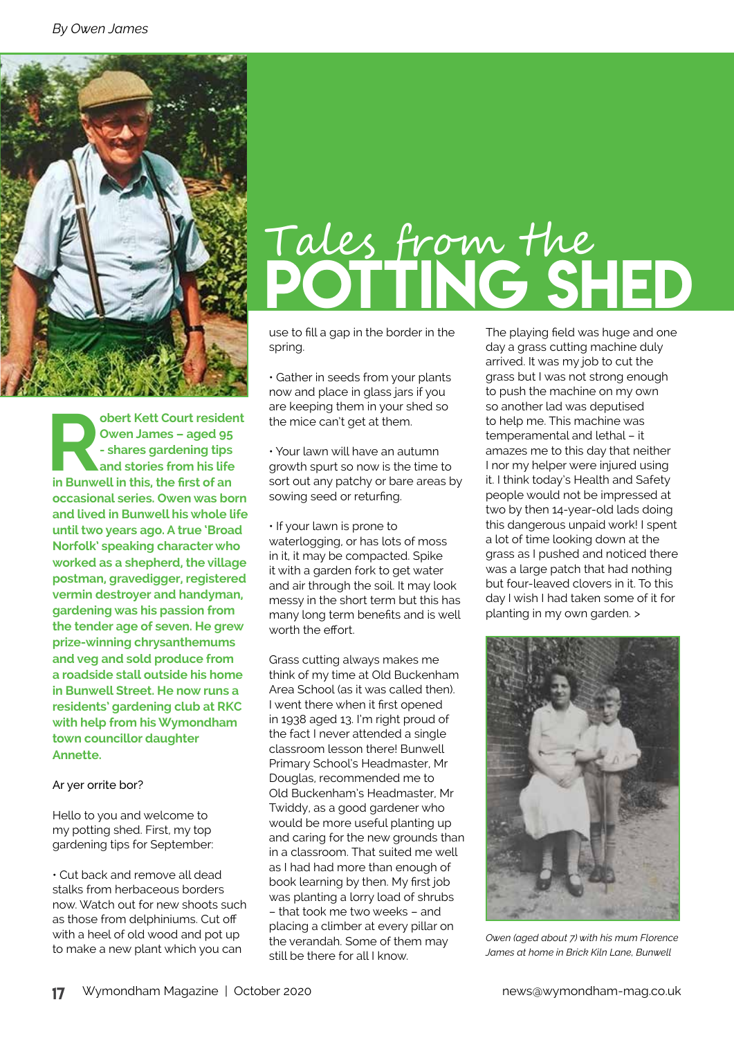By Owen James

# Tales from the POTTING SHED

**Robert Kett Court resident Owen James – aged 95 - shares gardening tips and stories from his life in Bunwell in this, the first of an occasional series. Owen was born and lived in Bunwell his whole life until two years ago. A true 'Broad Norfolk' speaking character who worked as a shepherd, the village postman, gravedigger, registered vermin destroyer and handyman, gardening was his passion from the tender age of seven. He grew prize-winning chrysanthemums and veg and sold produce from a roadside stall outside his home in Bunwell Street. He now runs a residents' gardening club at RKC with help from his Wymondham town councillor daughter Annette.**

Ar yer orrite bor?

Hello to you and welcome to my potting shed. First, my top gardening tips for September:

• Cut back and remove all dead stalks from herbaceous borders now. Watch out for new shoots such as those from delphiniums. Cut off with a heel of old wood and pot up to make a new plant which you can use to fill a gap in the border in the spring.

• Gather in seeds from your plants now and place in glass jars if you are keeping them in your shed so the mice can't get at them.

• Your lawn will have an autumn growth spurt so now is the time to sort out any patchy or bare areas by sowing seed or returfing.

• If your lawn is prone to waterlogging, or has lots of moss in it, it may be compacted. Spike it with a garden fork to get water and air through the soil. It may look messy in the short term but this has many long term benefits and is well worth the effort.

Grass cutting always makes me think of my time at Old Buckenham Area School (as it was called then). I went there when it first opened in 1938 aged 13. I'm right proud of the fact I never attended a single classroom lesson there! Bunwell Primary School's Headmaster, Mr Douglas, recommended me to Old Buckenham's Headmaster, Mr Twiddy, as a good gardener who would be more useful planting up and caring for the new grounds than in a classroom. That suited me well as I had had more than enough of book learning by then. My first job was planting a lorry load of shrubs – that took me two weeks – and placing a climber at every pillar on the verandah. Some of them may still be there for all I know.

The playing field was huge and one day a grass cutting machine duly arrived. It was my job to cut the grass but I was not strong enough to push the machine on my own so another lad was deputised to help me. This machine was temperamental and lethal – it amazes me to this day that neither I nor my helper were injured using it. I think today's Health and Safety people would not be impressed at two by then 14-year-old lads doing this dangerous unpaid work! I spent a lot of time looking down at the grass as I pushed and noticed there was a large patch that had nothing but four-leaved clovers in it. To this day I wish I had taken some of it for planting in my own garden. >

*Owen (aged about 7) with his mum Florence James at home in Brick Kiln Lane, Bunwell*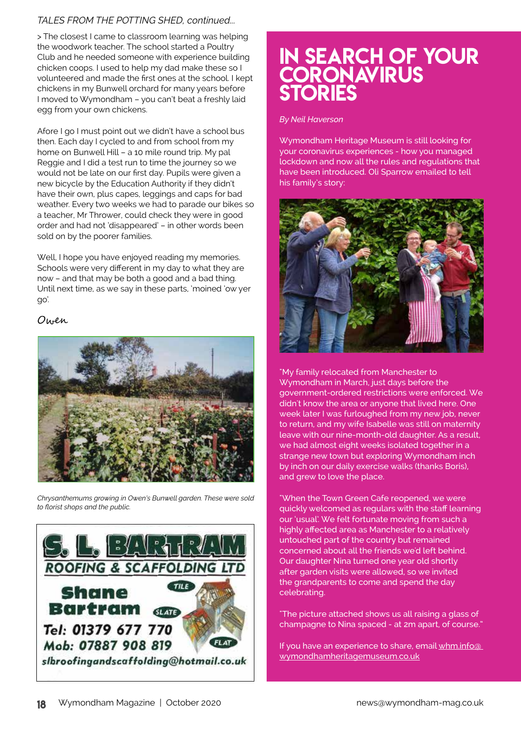*TALES FROM THE POTTING SHED, continued...*

> The closest I came to classroom learning was helping the woodwork teacher. The school started a Poultry Club and he needed someone with experience building chicken coops. I used to help my dad make these so I volunteered and made the first ones at the school. I kept chickens in my Bunwell orchard for many years before I moved to Wymondham – you can't beat a freshly laid egg from your own chickens.

Afore I go I must point out we didn't have a school bus then. Each day I cycled to and from school from my home on Bunwell Hill – a 10 mile round trip. My pal Reggie and I did a test run to time the journey so we would not be late on our first day. Pupils were given a new bicycle by the Education Authority if they didn't have their own, plus capes, leggings and caps for bad weather. Every two weeks we had to parade our bikes so a teacher, Mr Thrower, could check they were in good order and had not 'disappeared' – in other words been sold on by the poorer families.

Well, I hope you have enjoyed reading my memories. Schools were very different in my day to what they are now – and that may be both a good and a bad thing. Until next time, as we say in these parts, 'moined 'ow yer go'.

Owen

*Chrysanthemums growing in Owen's Bunwell garden. These were sold to florist shops and the public.*

**S. L. BARTRAM ROOFING & SCAFFOLDING LTD**

**Shane Bartram**

TILE · SLATE · FLAT

Tel: 01379 677 770

Mob: 07887 908 819

slbroofingandscaffolding@hotmail.co.uk

# IN SEARCH OF YOUR CORONAVIRUS STORIES

*By Neil Haverson*

Wymondham Heritage Museum is still looking for your coronavirus experiences - how you managed lockdown and now all the rules and regulations that have been introduced. Oli Sparrow emailed to tell his family's story:

"My family relocated from Manchester to Wymondham in March, just days before the government-ordered restrictions were enforced. We didn't know the area or anyone that lived here. One week later I was furloughed from my new job, never to return, and my wife Isabelle was still on maternity leave with our nine-month-old daughter. As a result, we had almost eight weeks isolated together in a strange new town but exploring Wymondham inch by inch on our daily exercise walks (thanks Boris), and grew to love the place.

"When the Town Green Cafe reopened, we were quickly welcomed as regulars with the staff learning our 'usual'. We felt fortunate moving from such a highly affected area as Manchester to a relatively untouched part of the country but remained concerned about all the friends we'd left behind. Our daughter Nina turned one year old shortly after garden visits were allowed, so we invited the grandparents to come and spend the day celebrating.

"The picture attached shows us all raising a glass of champagne to Nina spaced - at 2m apart, of course."

If you have an experience to share, email whm.info@wymondhamheritagemuseum.co.uk